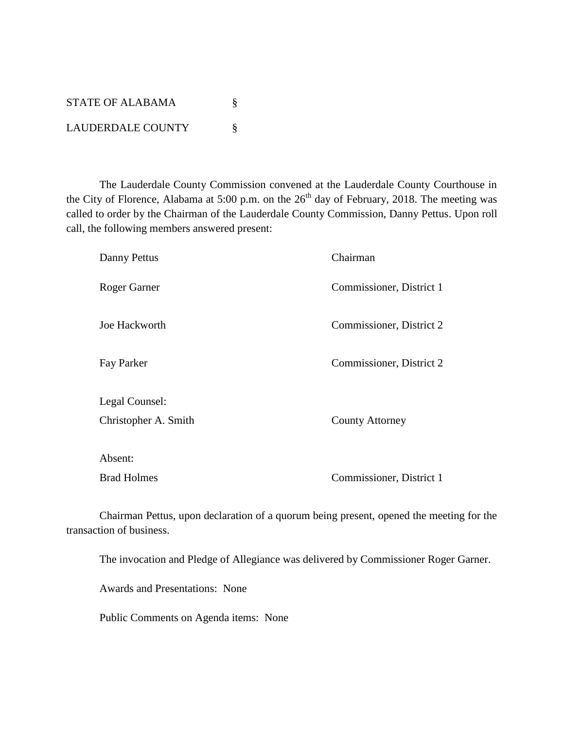STATE OF ALABAMA §

LAUDERDALE COUNTY §

The Lauderdale County Commission convened at the Lauderdale County Courthouse in the City of Florence, Alabama at 5:00 p.m. on the 26th day of February, 2018. The meeting was called to order by the Chairman of the Lauderdale County Commission, Danny Pettus. Upon roll call, the following members answered present:

| | |
|---|---|
| Danny Pettus | Chairman |
| Roger Garner | Commissioner, District 1 |
| Joe Hackworth | Commissioner, District 2 |
| Fay Parker | Commissioner, District 2 |
| Legal Counsel: | |
| Christopher A. Smith | County Attorney |
| Absent: | |
| Brad Holmes | Commissioner, District 1 |

Chairman Pettus, upon declaration of a quorum being present, opened the meeting for the transaction of business.

The invocation and Pledge of Allegiance was delivered by Commissioner Roger Garner.

Awards and Presentations: None

Public Comments on Agenda items: None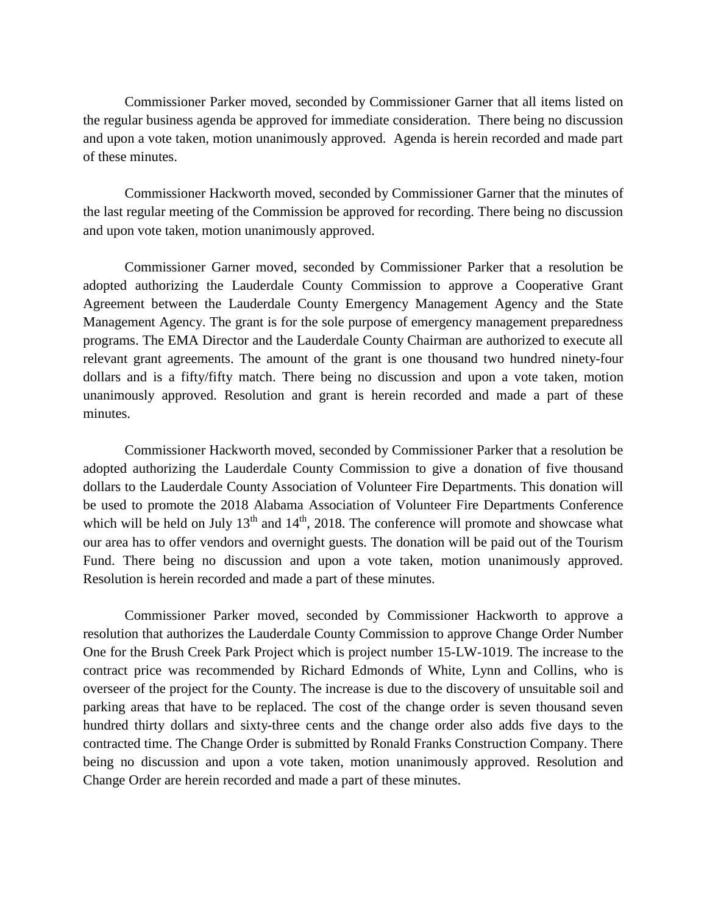Commissioner Parker moved, seconded by Commissioner Garner that all items listed on the regular business agenda be approved for immediate consideration. There being no discussion and upon a vote taken, motion unanimously approved. Agenda is herein recorded and made part of these minutes.

Commissioner Hackworth moved, seconded by Commissioner Garner that the minutes of the last regular meeting of the Commission be approved for recording. There being no discussion and upon vote taken, motion unanimously approved.

Commissioner Garner moved, seconded by Commissioner Parker that a resolution be adopted authorizing the Lauderdale County Commission to approve a Cooperative Grant Agreement between the Lauderdale County Emergency Management Agency and the State Management Agency. The grant is for the sole purpose of emergency management preparedness programs. The EMA Director and the Lauderdale County Chairman are authorized to execute all relevant grant agreements. The amount of the grant is one thousand two hundred ninety-four dollars and is a fifty/fifty match. There being no discussion and upon a vote taken, motion unanimously approved. Resolution and grant is herein recorded and made a part of these minutes.

Commissioner Hackworth moved, seconded by Commissioner Parker that a resolution be adopted authorizing the Lauderdale County Commission to give a donation of five thousand dollars to the Lauderdale County Association of Volunteer Fire Departments. This donation will be used to promote the 2018 Alabama Association of Volunteer Fire Departments Conference which will be held on July 13th and 14th, 2018. The conference will promote and showcase what our area has to offer vendors and overnight guests. The donation will be paid out of the Tourism Fund. There being no discussion and upon a vote taken, motion unanimously approved. Resolution is herein recorded and made a part of these minutes.

Commissioner Parker moved, seconded by Commissioner Hackworth to approve a resolution that authorizes the Lauderdale County Commission to approve Change Order Number One for the Brush Creek Park Project which is project number 15-LW-1019. The increase to the contract price was recommended by Richard Edmonds of White, Lynn and Collins, who is overseer of the project for the County. The increase is due to the discovery of unsuitable soil and parking areas that have to be replaced. The cost of the change order is seven thousand seven hundred thirty dollars and sixty-three cents and the change order also adds five days to the contracted time. The Change Order is submitted by Ronald Franks Construction Company. There being no discussion and upon a vote taken, motion unanimously approved. Resolution and Change Order are herein recorded and made a part of these minutes.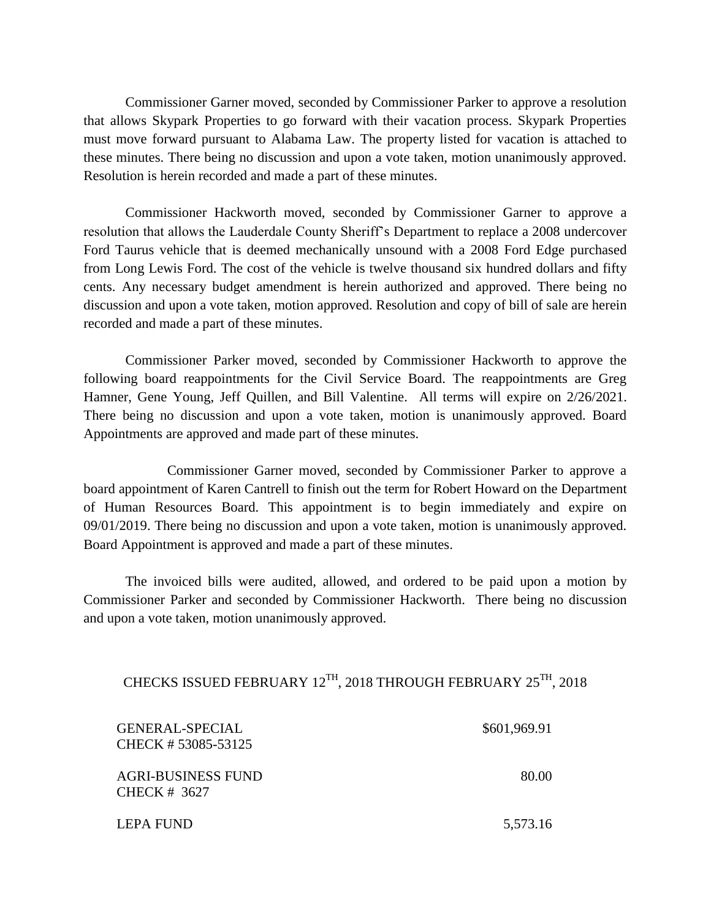Commissioner Garner moved, seconded by Commissioner Parker to approve a resolution that allows Skypark Properties to go forward with their vacation process. Skypark Properties must move forward pursuant to Alabama Law. The property listed for vacation is attached to these minutes. There being no discussion and upon a vote taken, motion unanimously approved. Resolution is herein recorded and made a part of these minutes.

Commissioner Hackworth moved, seconded by Commissioner Garner to approve a resolution that allows the Lauderdale County Sheriff's Department to replace a 2008 undercover Ford Taurus vehicle that is deemed mechanically unsound with a 2008 Ford Edge purchased from Long Lewis Ford. The cost of the vehicle is twelve thousand six hundred dollars and fifty cents. Any necessary budget amendment is herein authorized and approved. There being no discussion and upon a vote taken, motion approved. Resolution and copy of bill of sale are herein recorded and made a part of these minutes.

Commissioner Parker moved, seconded by Commissioner Hackworth to approve the following board reappointments for the Civil Service Board. The reappointments are Greg Hamner, Gene Young, Jeff Quillen, and Bill Valentine. All terms will expire on 2/26/2021. There being no discussion and upon a vote taken, motion is unanimously approved. Board Appointments are approved and made part of these minutes.

Commissioner Garner moved, seconded by Commissioner Parker to approve a board appointment of Karen Cantrell to finish out the term for Robert Howard on the Department of Human Resources Board. This appointment is to begin immediately and expire on 09/01/2019. There being no discussion and upon a vote taken, motion is unanimously approved. Board Appointment is approved and made a part of these minutes.

The invoiced bills were audited, allowed, and ordered to be paid upon a motion by Commissioner Parker and seconded by Commissioner Hackworth. There being no discussion and upon a vote taken, motion unanimously approved.

## CHECKS ISSUED FEBRUARY 12TH, 2018 THROUGH FEBRUARY 25TH, 2018

| | |
|---|---|
| GENERAL-SPECIAL<br>CHECK # 53085-53125 | $601,969.91 |
| AGRI-BUSINESS FUND<br>CHECK # 3627 | 80.00 |
| LEPA FUND | 5,573.16 |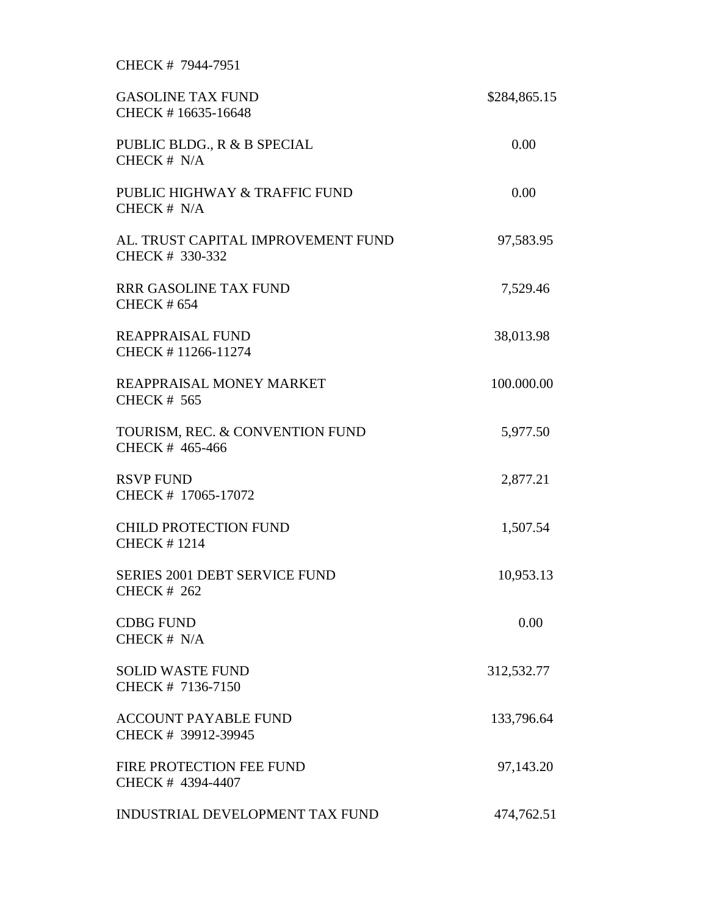CHECK # 7944-7951

| | |
|---|---|
| GASOLINE TAX FUND<br>CHECK # 16635-16648 | $284,865.15 |
| PUBLIC BLDG., R & B SPECIAL<br>CHECK # N/A | 0.00 |
| PUBLIC HIGHWAY & TRAFFIC FUND<br>CHECK # N/A | 0.00 |
| AL. TRUST CAPITAL IMPROVEMENT FUND<br>CHECK # 330-332 | 97,583.95 |
| RRR GASOLINE TAX FUND<br>CHECK # 654 | 7,529.46 |
| REAPPRAISAL FUND<br>CHECK # 11266-11274 | 38,013.98 |
| REAPPRAISAL MONEY MARKET<br>CHECK # 565 | 100.000.00 |
| TOURISM, REC. & CONVENTION FUND<br>CHECK # 465-466 | 5,977.50 |
| RSVP FUND<br>CHECK # 17065-17072 | 2,877.21 |
| CHILD PROTECTION FUND<br>CHECK # 1214 | 1,507.54 |
| SERIES 2001 DEBT SERVICE FUND<br>CHECK # 262 | 10,953.13 |
| CDBG FUND<br>CHECK # N/A | 0.00 |
| SOLID WASTE FUND<br>CHECK # 7136-7150 | 312,532.77 |
| ACCOUNT PAYABLE FUND<br>CHECK # 39912-39945 | 133,796.64 |
| FIRE PROTECTION FEE FUND<br>CHECK # 4394-4407 | 97,143.20 |
| INDUSTRIAL DEVELOPMENT TAX FUND | 474,762.51 |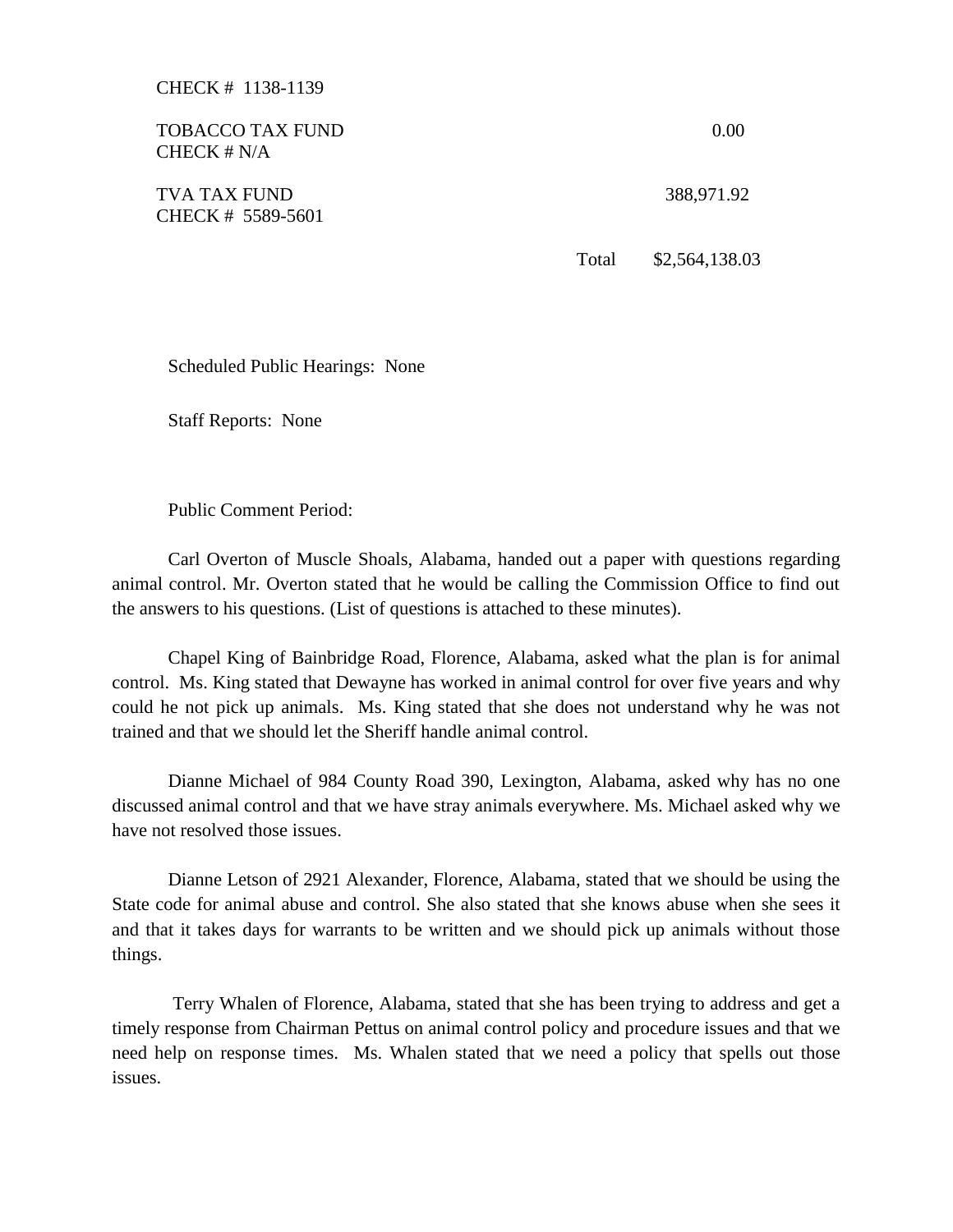CHECK # 1138-1139

| | | |
|---|---|---|
| TOBACCO TAX FUND<br>CHECK # N/A | | 0.00 |
| TVA TAX FUND<br>CHECK # 5589-5601 | | 388,971.92 |
| | Total | $2,564,138.03 |

Scheduled Public Hearings: None

Staff Reports: None

Public Comment Period:

Carl Overton of Muscle Shoals, Alabama, handed out a paper with questions regarding animal control. Mr. Overton stated that he would be calling the Commission Office to find out the answers to his questions. (List of questions is attached to these minutes).

Chapel King of Bainbridge Road, Florence, Alabama, asked what the plan is for animal control. Ms. King stated that Dewayne has worked in animal control for over five years and why could he not pick up animals. Ms. King stated that she does not understand why he was not trained and that we should let the Sheriff handle animal control.

Dianne Michael of 984 County Road 390, Lexington, Alabama, asked why has no one discussed animal control and that we have stray animals everywhere. Ms. Michael asked why we have not resolved those issues.

Dianne Letson of 2921 Alexander, Florence, Alabama, stated that we should be using the State code for animal abuse and control. She also stated that she knows abuse when she sees it and that it takes days for warrants to be written and we should pick up animals without those things.

Terry Whalen of Florence, Alabama, stated that she has been trying to address and get a timely response from Chairman Pettus on animal control policy and procedure issues and that we need help on response times. Ms. Whalen stated that we need a policy that spells out those issues.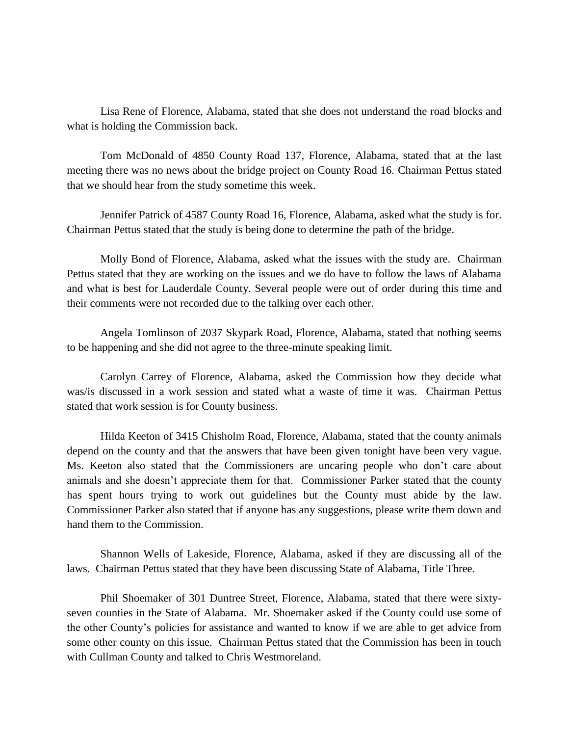Lisa Rene of Florence, Alabama, stated that she does not understand the road blocks and what is holding the Commission back.

Tom McDonald of 4850 County Road 137, Florence, Alabama, stated that at the last meeting there was no news about the bridge project on County Road 16. Chairman Pettus stated that we should hear from the study sometime this week.

Jennifer Patrick of 4587 County Road 16, Florence, Alabama, asked what the study is for. Chairman Pettus stated that the study is being done to determine the path of the bridge.

Molly Bond of Florence, Alabama, asked what the issues with the study are. Chairman Pettus stated that they are working on the issues and we do have to follow the laws of Alabama and what is best for Lauderdale County. Several people were out of order during this time and their comments were not recorded due to the talking over each other.

Angela Tomlinson of 2037 Skypark Road, Florence, Alabama, stated that nothing seems to be happening and she did not agree to the three-minute speaking limit.

Carolyn Carrey of Florence, Alabama, asked the Commission how they decide what was/is discussed in a work session and stated what a waste of time it was. Chairman Pettus stated that work session is for County business.

Hilda Keeton of 3415 Chisholm Road, Florence, Alabama, stated that the county animals depend on the county and that the answers that have been given tonight have been very vague. Ms. Keeton also stated that the Commissioners are uncaring people who don't care about animals and she doesn't appreciate them for that. Commissioner Parker stated that the county has spent hours trying to work out guidelines but the County must abide by the law. Commissioner Parker also stated that if anyone has any suggestions, please write them down and hand them to the Commission.

Shannon Wells of Lakeside, Florence, Alabama, asked if they are discussing all of the laws. Chairman Pettus stated that they have been discussing State of Alabama, Title Three.

Phil Shoemaker of 301 Duntree Street, Florence, Alabama, stated that there were sixty-seven counties in the State of Alabama. Mr. Shoemaker asked if the County could use some of the other County's policies for assistance and wanted to know if we are able to get advice from some other county on this issue. Chairman Pettus stated that the Commission has been in touch with Cullman County and talked to Chris Westmoreland.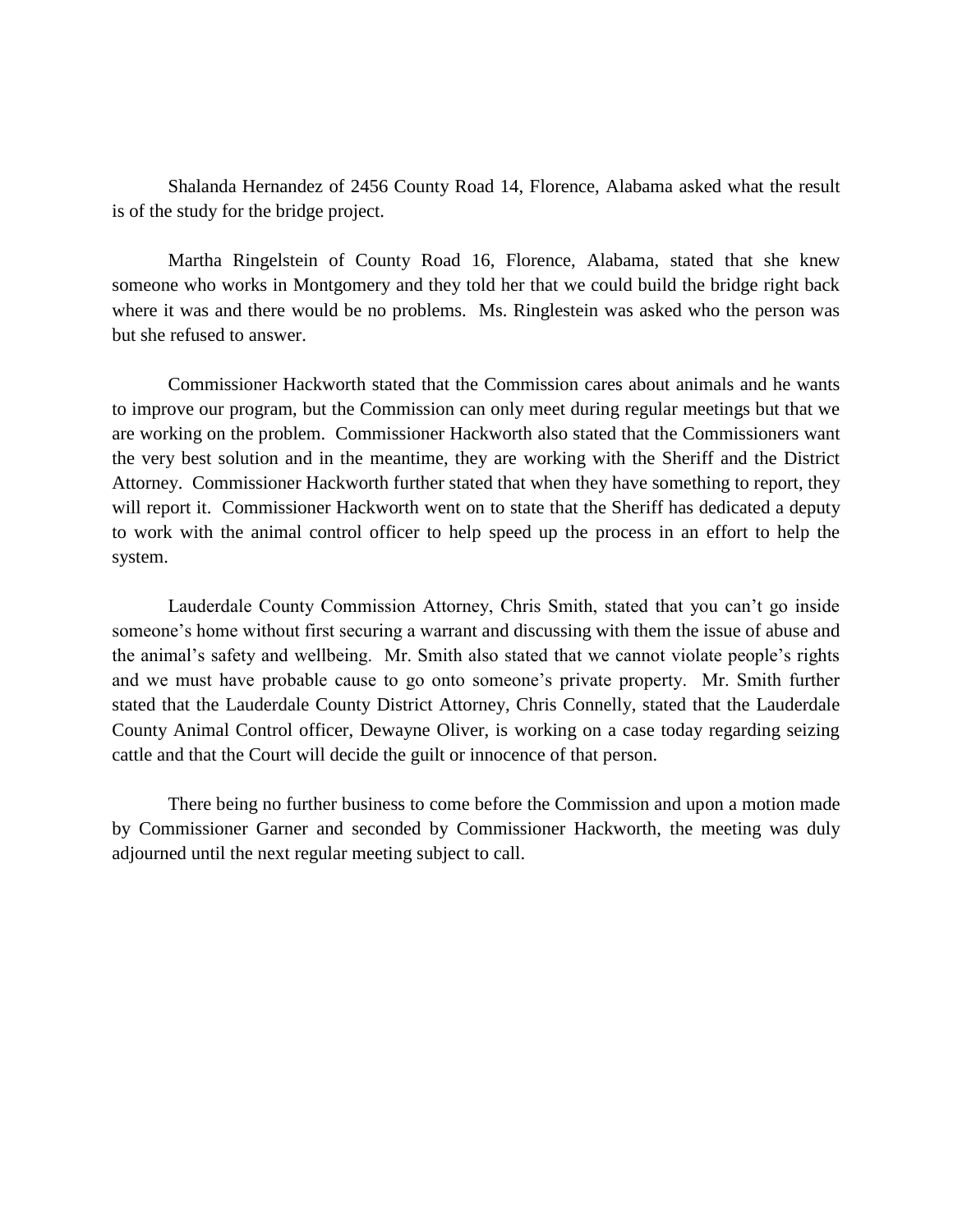Shalanda Hernandez of 2456 County Road 14, Florence, Alabama asked what the result is of the study for the bridge project.

Martha Ringelstein of County Road 16, Florence, Alabama, stated that she knew someone who works in Montgomery and they told her that we could build the bridge right back where it was and there would be no problems. Ms. Ringlestein was asked who the person was but she refused to answer.

Commissioner Hackworth stated that the Commission cares about animals and he wants to improve our program, but the Commission can only meet during regular meetings but that we are working on the problem. Commissioner Hackworth also stated that the Commissioners want the very best solution and in the meantime, they are working with the Sheriff and the District Attorney. Commissioner Hackworth further stated that when they have something to report, they will report it. Commissioner Hackworth went on to state that the Sheriff has dedicated a deputy to work with the animal control officer to help speed up the process in an effort to help the system.

Lauderdale County Commission Attorney, Chris Smith, stated that you can't go inside someone's home without first securing a warrant and discussing with them the issue of abuse and the animal's safety and wellbeing. Mr. Smith also stated that we cannot violate people's rights and we must have probable cause to go onto someone's private property. Mr. Smith further stated that the Lauderdale County District Attorney, Chris Connelly, stated that the Lauderdale County Animal Control officer, Dewayne Oliver, is working on a case today regarding seizing cattle and that the Court will decide the guilt or innocence of that person.

There being no further business to come before the Commission and upon a motion made by Commissioner Garner and seconded by Commissioner Hackworth, the meeting was duly adjourned until the next regular meeting subject to call.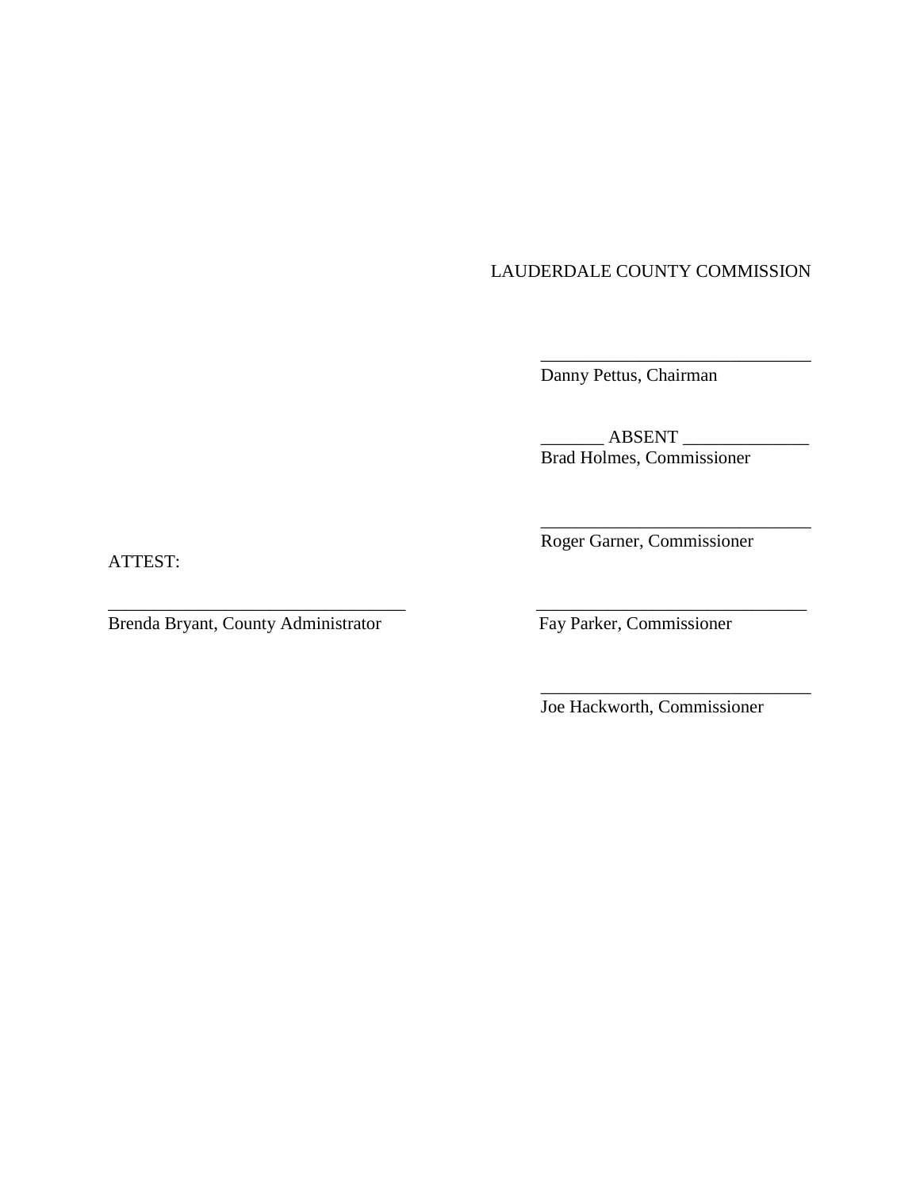LAUDERDALE COUNTY COMMISSION

______________________________
Danny Pettus, Chairman

_______ ABSENT ______________
Brad Holmes, Commissioner

______________________________
Roger Garner, Commissioner

ATTEST:

_________________________________
Brenda Bryant, County Administrator

______________________________
Fay Parker, Commissioner

______________________________
Joe Hackworth, Commissioner